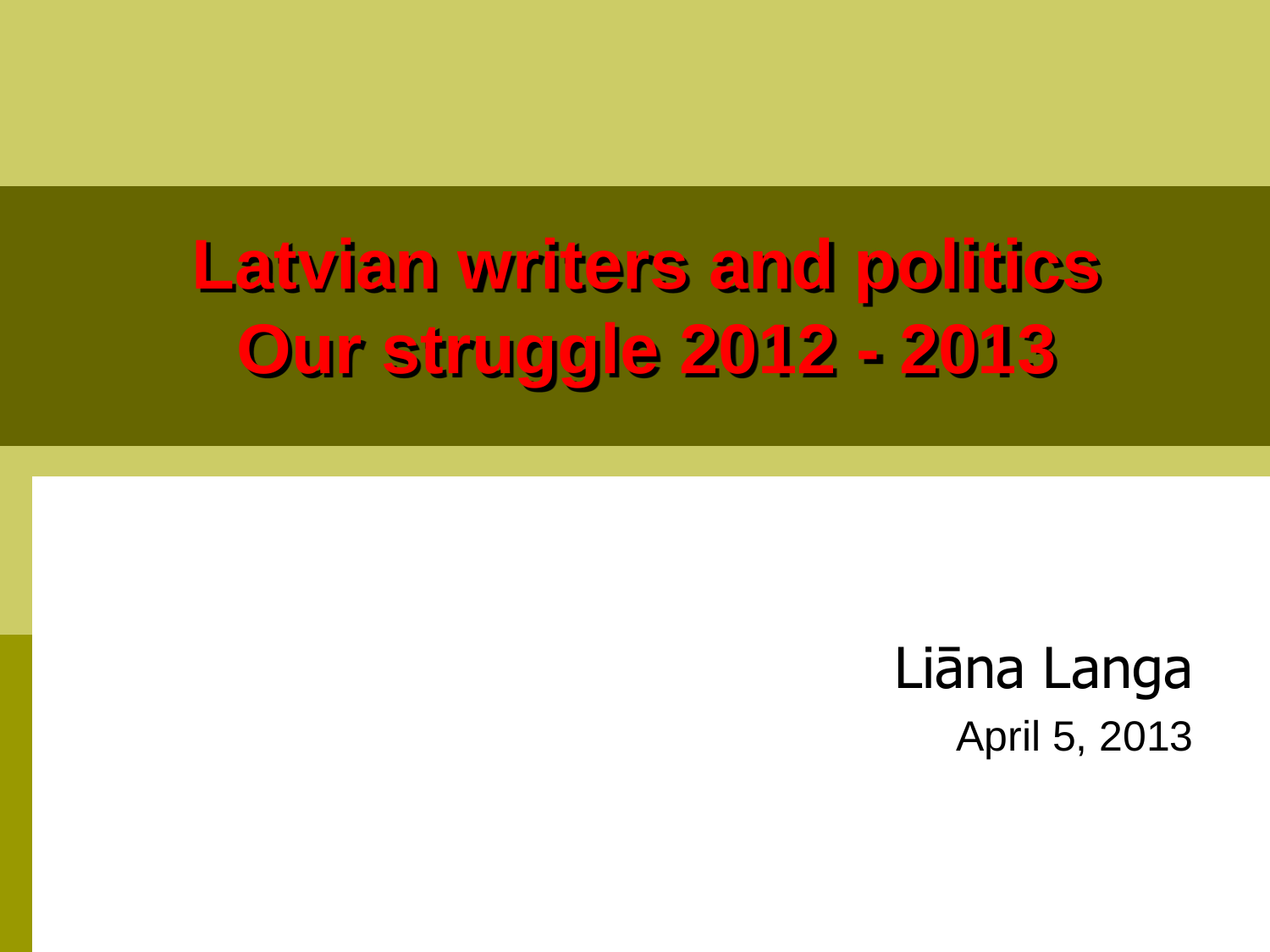# Latvian writers and politics
# Our struggle 2012 - 2013

Liāna Langa

April 5, 2013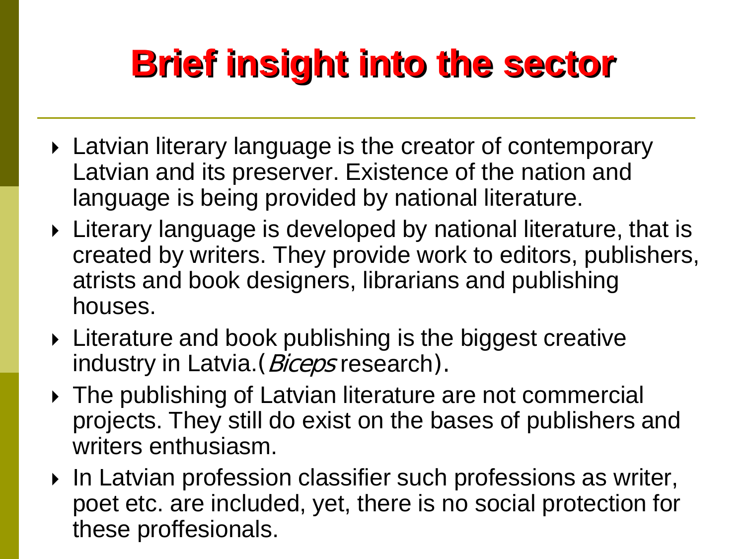# Brief insight into the sector

- Latvian literary language is the creator of contemporary Latvian and its preserver. Existence of the nation and language is being provided by national literature.
- Literary language is developed by national literature, that is created by writers. They provide work to editors, publishers, atrists and book designers, librarians and publishing houses.
- Literature and book publishing is the biggest creative industry in Latvia.(*Biceps* research).
- The publishing of Latvian literature are not commercial projects. They still do exist on the bases of publishers and writers enthusiasm.
- In Latvian profession classifier such professions as writer, poet etc. are included, yet, there is no social protection for these proffesionals.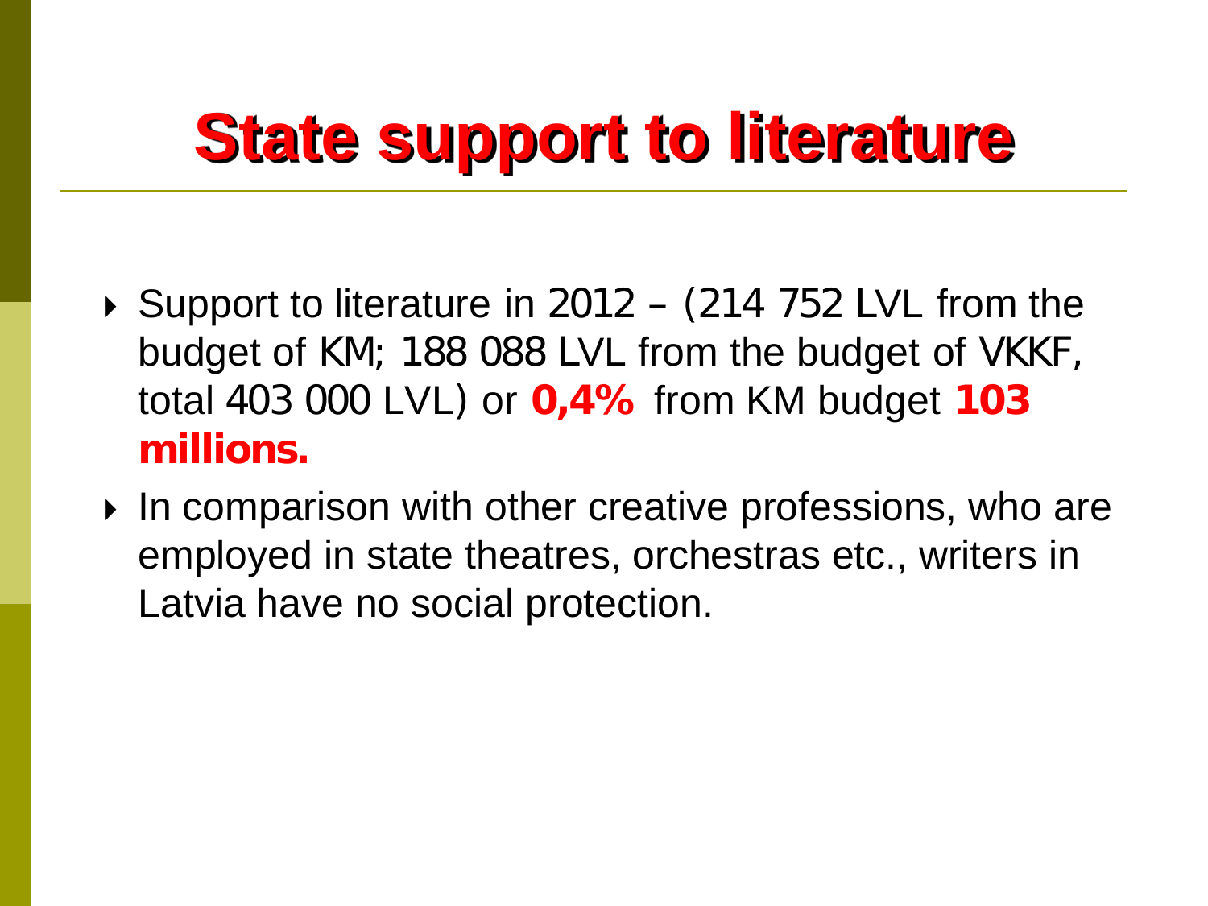# State support to literature

- Support to literature in 2012 – (214 752 LVL from the budget of KM; 188 088 LVL from the budget of VKKF, total 403 000 LVL) or **0,4%** from KM budget **103 millions.**
- In comparison with other creative professions, who are employed in state theatres, orchestras etc., writers in Latvia have no social protection.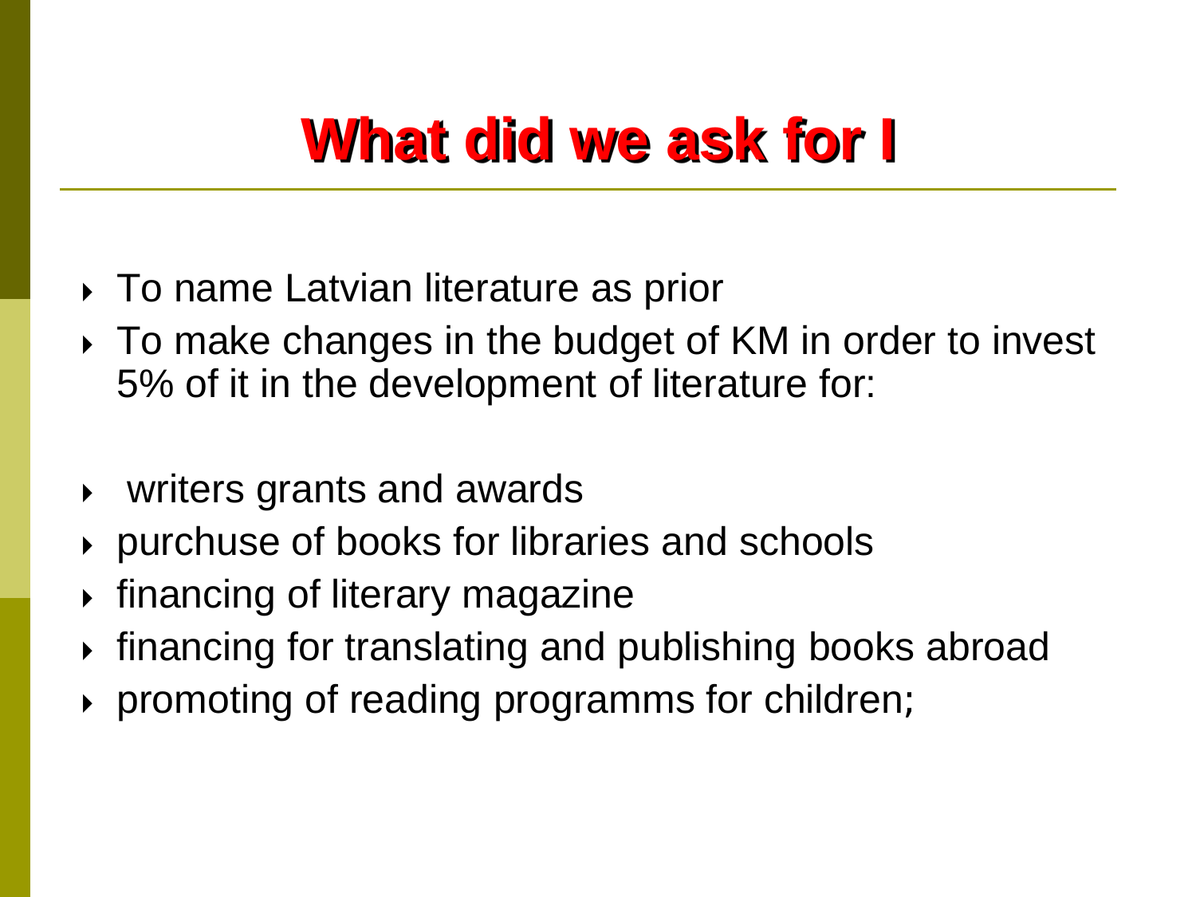# What did we ask for I

- To name Latvian literature as prior
- To make changes in the budget of KM in order to invest 5% of it in the development of literature for:

- writers grants and awards
- purchuse of books for libraries and schools
- financing of literary magazine
- financing for translating and publishing books abroad
- promoting of reading programms for children;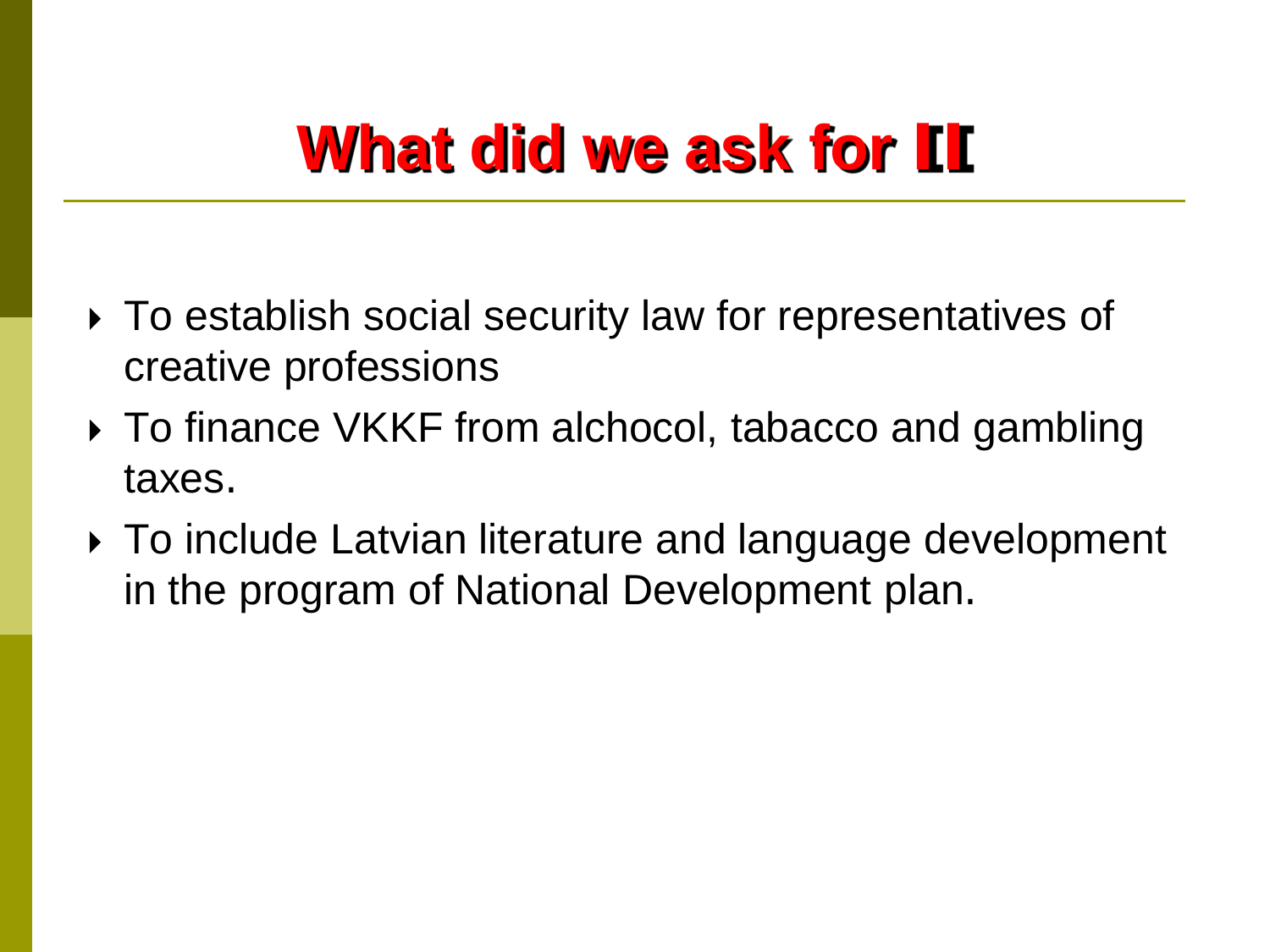# What did we ask for II

- To establish social security law for representatives of creative professions
- To finance VKKF from alchocol, tabacco and gambling taxes.
- To include Latvian literature and language development in the program of National Development plan.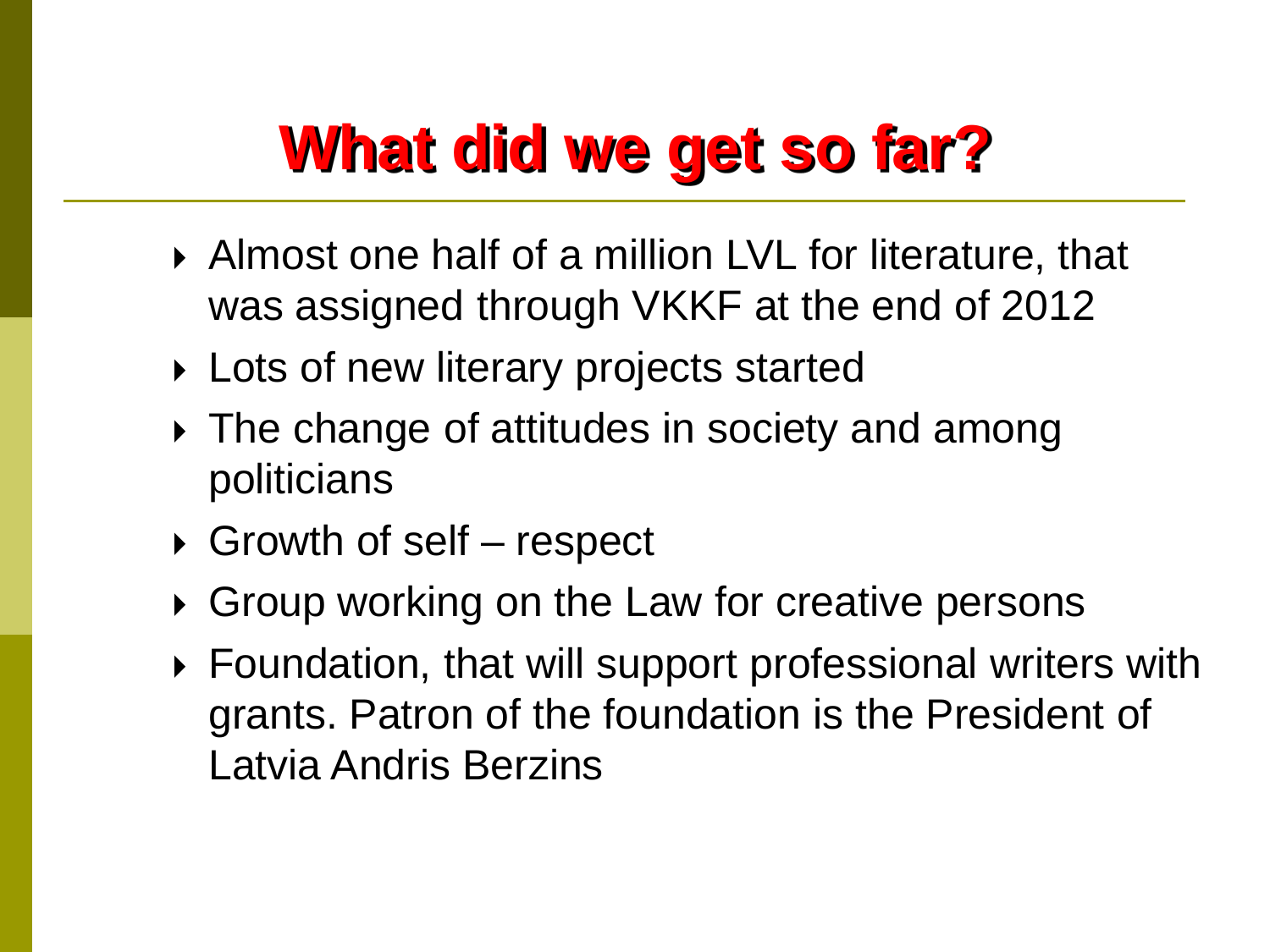# What did we get so far?

- Almost one half of a million LVL for literature, that was assigned through VKKF at the end of 2012
- Lots of new literary projects started
- The change of attitudes in society and among politicians
- Growth of self – respect
- Group working on the Law for creative persons
- Foundation, that will support professional writers with grants. Patron of the foundation is the President of Latvia Andris Berzins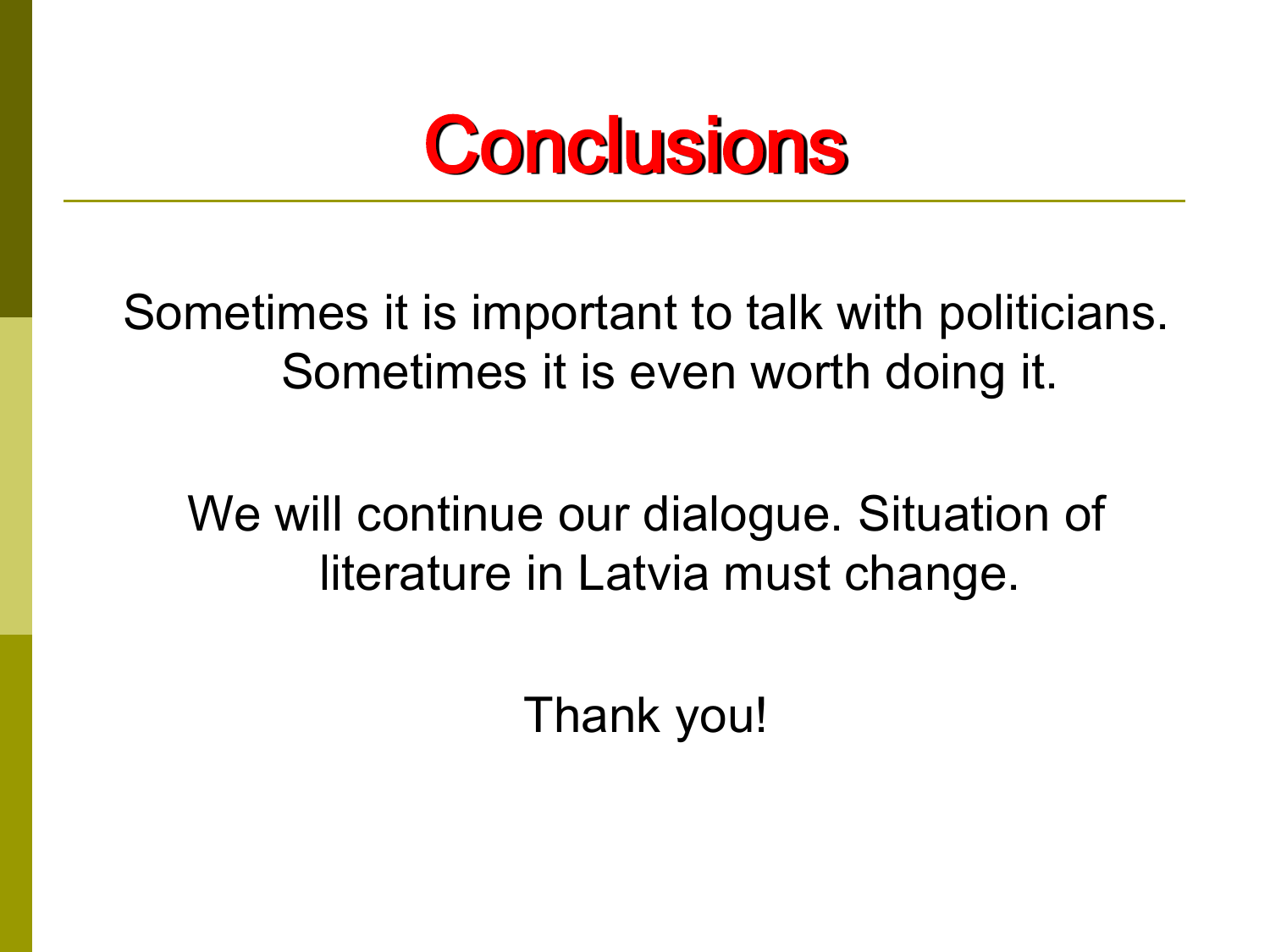# Conclusions

Sometimes it is important to talk with politicians. Sometimes it is even worth doing it.

We will continue our dialogue. Situation of literature in Latvia must change.

Thank you!